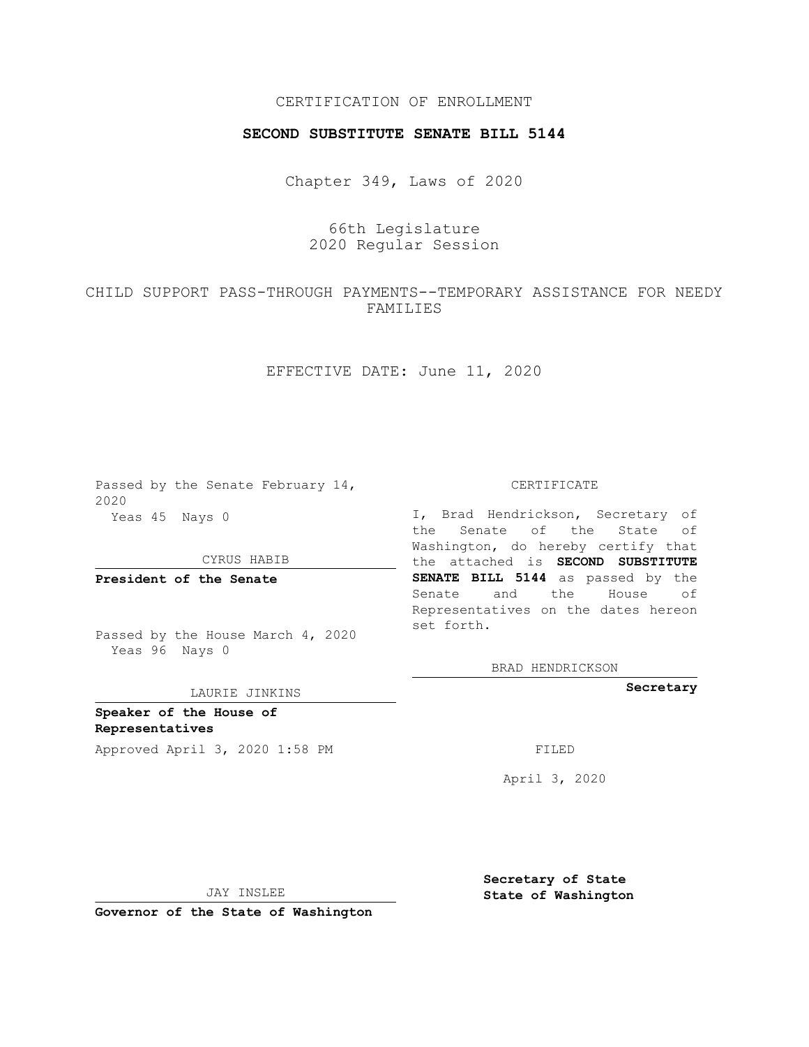CERTIFICATION OF ENROLLMENT

**SECOND SUBSTITUTE SENATE BILL 5144**

Chapter 349, Laws of 2020

66th Legislature
2020 Regular Session

CHILD SUPPORT PASS-THROUGH PAYMENTS--TEMPORARY ASSISTANCE FOR NEEDY FAMILIES

EFFECTIVE DATE: June 11, 2020

Passed by the Senate February 14, 2020
Yeas 45 Nays 0

CYRUS HABIB

**President of the Senate**

Passed by the House March 4, 2020
Yeas 96 Nays 0

LAURIE JINKINS

**Speaker of the House of Representatives**

Approved April 3, 2020 1:58 PM

JAY INSLEE

**Governor of the State of Washington**

CERTIFICATE

I, Brad Hendrickson, Secretary of the Senate of the State of Washington, do hereby certify that the attached is **SECOND SUBSTITUTE SENATE BILL 5144** as passed by the Senate and the House of Representatives on the dates hereon set forth.

BRAD HENDRICKSON

**Secretary**

FILED

April 3, 2020

**Secretary of State**
**State of Washington**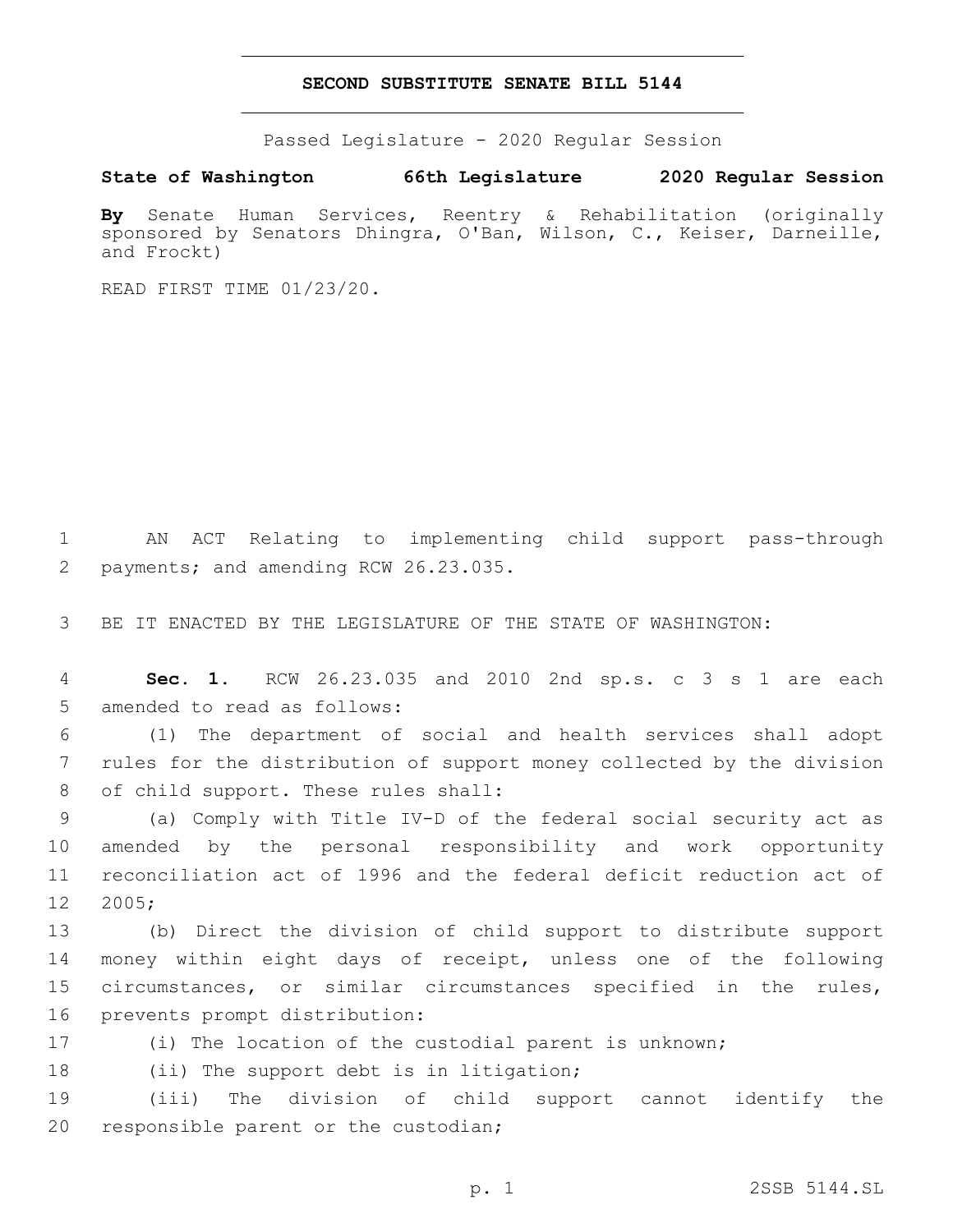**SECOND SUBSTITUTE SENATE BILL 5144**

Passed Legislature - 2020 Regular Session

**State of Washington 66th Legislature 2020 Regular Session**

**By** Senate Human Services, Reentry & Rehabilitation (originally sponsored by Senators Dhingra, O'Ban, Wilson, C., Keiser, Darneille, and Frockt)

READ FIRST TIME 01/23/20.

AN ACT Relating to implementing child support pass-through payments; and amending RCW 26.23.035.

BE IT ENACTED BY THE LEGISLATURE OF THE STATE OF WASHINGTON:

**Sec. 1.** RCW 26.23.035 and 2010 2nd sp.s. c 3 s 1 are each amended to read as follows:

(1) The department of social and health services shall adopt rules for the distribution of support money collected by the division of child support. These rules shall:

(a) Comply with Title IV-D of the federal social security act as amended by the personal responsibility and work opportunity reconciliation act of 1996 and the federal deficit reduction act of 2005;

(b) Direct the division of child support to distribute support money within eight days of receipt, unless one of the following circumstances, or similar circumstances specified in the rules, prevents prompt distribution:

(i) The location of the custodial parent is unknown;

(ii) The support debt is in litigation;

(iii) The division of child support cannot identify the responsible parent or the custodian;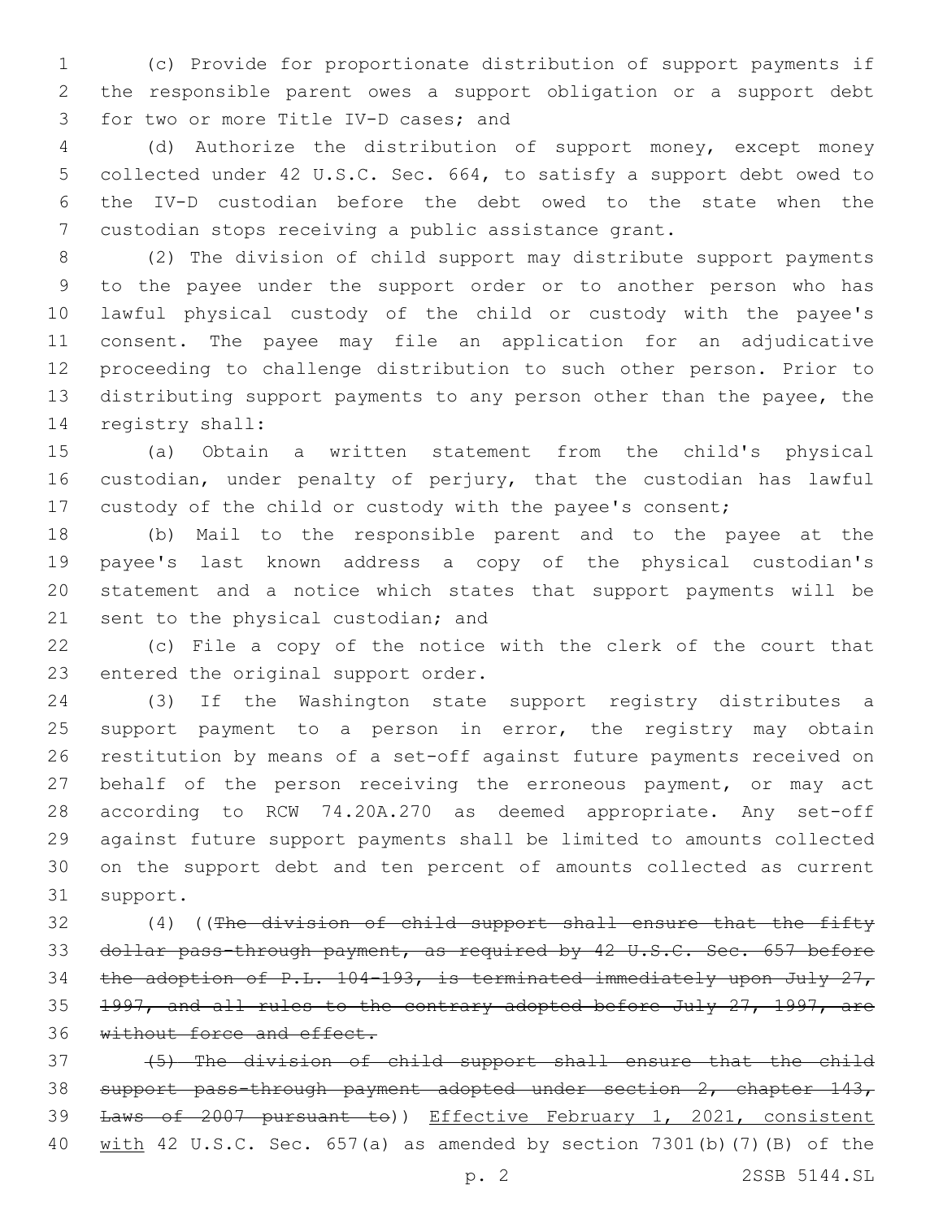(c) Provide for proportionate distribution of support payments if the responsible parent owes a support obligation or a support debt for two or more Title IV-D cases; and

(d) Authorize the distribution of support money, except money collected under 42 U.S.C. Sec. 664, to satisfy a support debt owed to the IV-D custodian before the debt owed to the state when the custodian stops receiving a public assistance grant.

(2) The division of child support may distribute support payments to the payee under the support order or to another person who has lawful physical custody of the child or custody with the payee's consent. The payee may file an application for an adjudicative proceeding to challenge distribution to such other person. Prior to distributing support payments to any person other than the payee, the registry shall:

(a) Obtain a written statement from the child's physical custodian, under penalty of perjury, that the custodian has lawful custody of the child or custody with the payee's consent;

(b) Mail to the responsible parent and to the payee at the payee's last known address a copy of the physical custodian's statement and a notice which states that support payments will be sent to the physical custodian; and

(c) File a copy of the notice with the clerk of the court that entered the original support order.

(3) If the Washington state support registry distributes a support payment to a person in error, the registry may obtain restitution by means of a set-off against future payments received on behalf of the person receiving the erroneous payment, or may act according to RCW 74.20A.270 as deemed appropriate. Any set-off against future support payments shall be limited to amounts collected on the support debt and ten percent of amounts collected as current support.

(4) ((~~The division of child support shall ensure that the fifty dollar pass-through payment, as required by 42 U.S.C. Sec. 657 before the adoption of P.L. 104-193, is terminated immediately upon July 27, 1997, and all rules to the contrary adopted before July 27, 1997, are without force and effect.~~

~~(5) The division of child support shall ensure that the child support pass-through payment adopted under section 2, chapter 143, Laws of 2007 pursuant to~~)) <u>Effective February 1, 2021, consistent with</u> 42 U.S.C. Sec. 657(a) as amended by section 7301(b)(7)(B) of the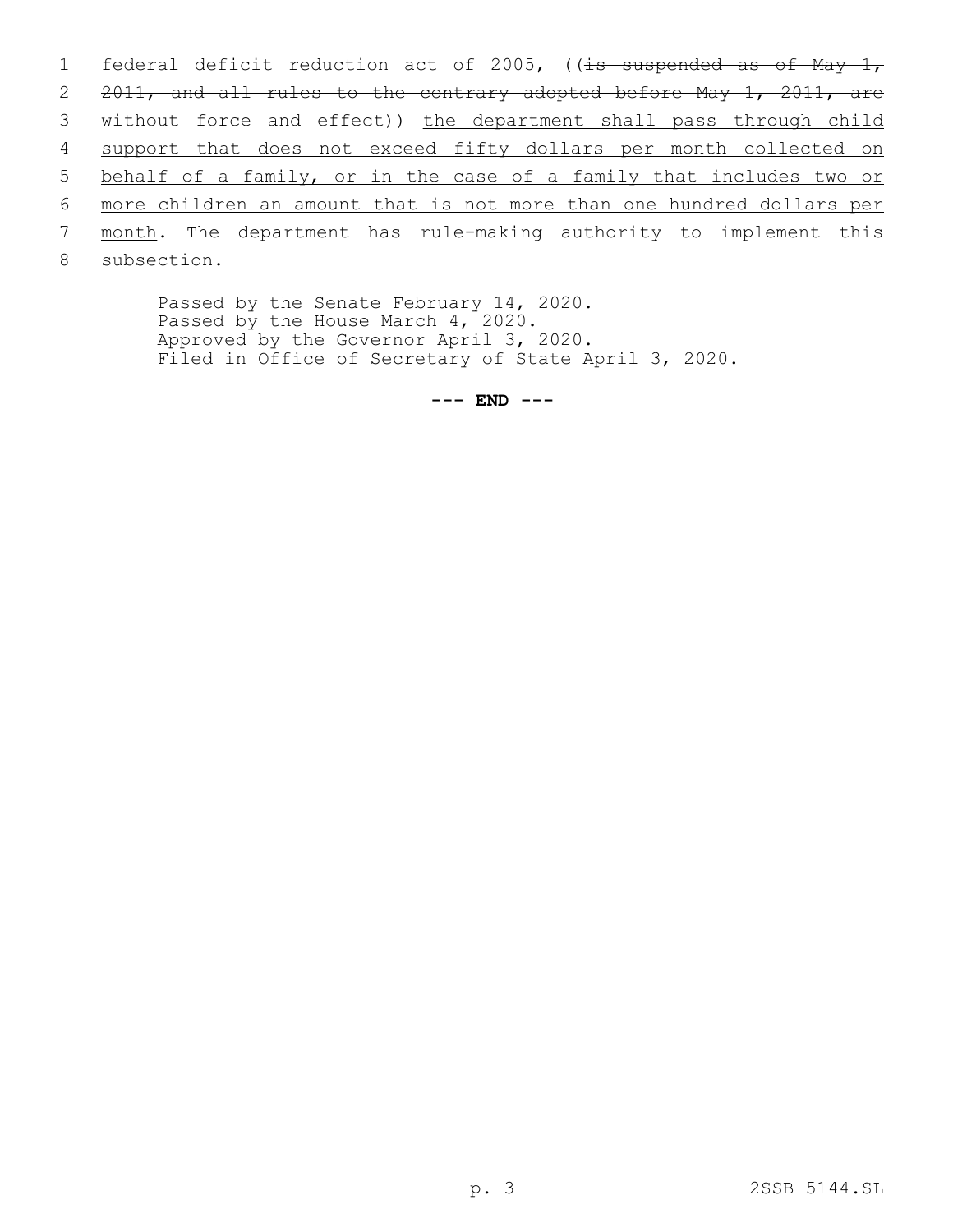federal deficit reduction act of 2005, ((~~is suspended as of May 1, 2011, and all rules to the contrary adopted before May 1, 2011, are without force and effect~~)) <u>the department shall pass through child support that does not exceed fifty dollars per month collected on behalf of a family, or in the case of a family that includes two or more children an amount that is not more than one hundred dollars per month</u>. The department has rule-making authority to implement this subsection.

Passed by the Senate February 14, 2020.
Passed by the House March 4, 2020.
Approved by the Governor April 3, 2020.
Filed in Office of Secretary of State April 3, 2020.

**--- END ---**